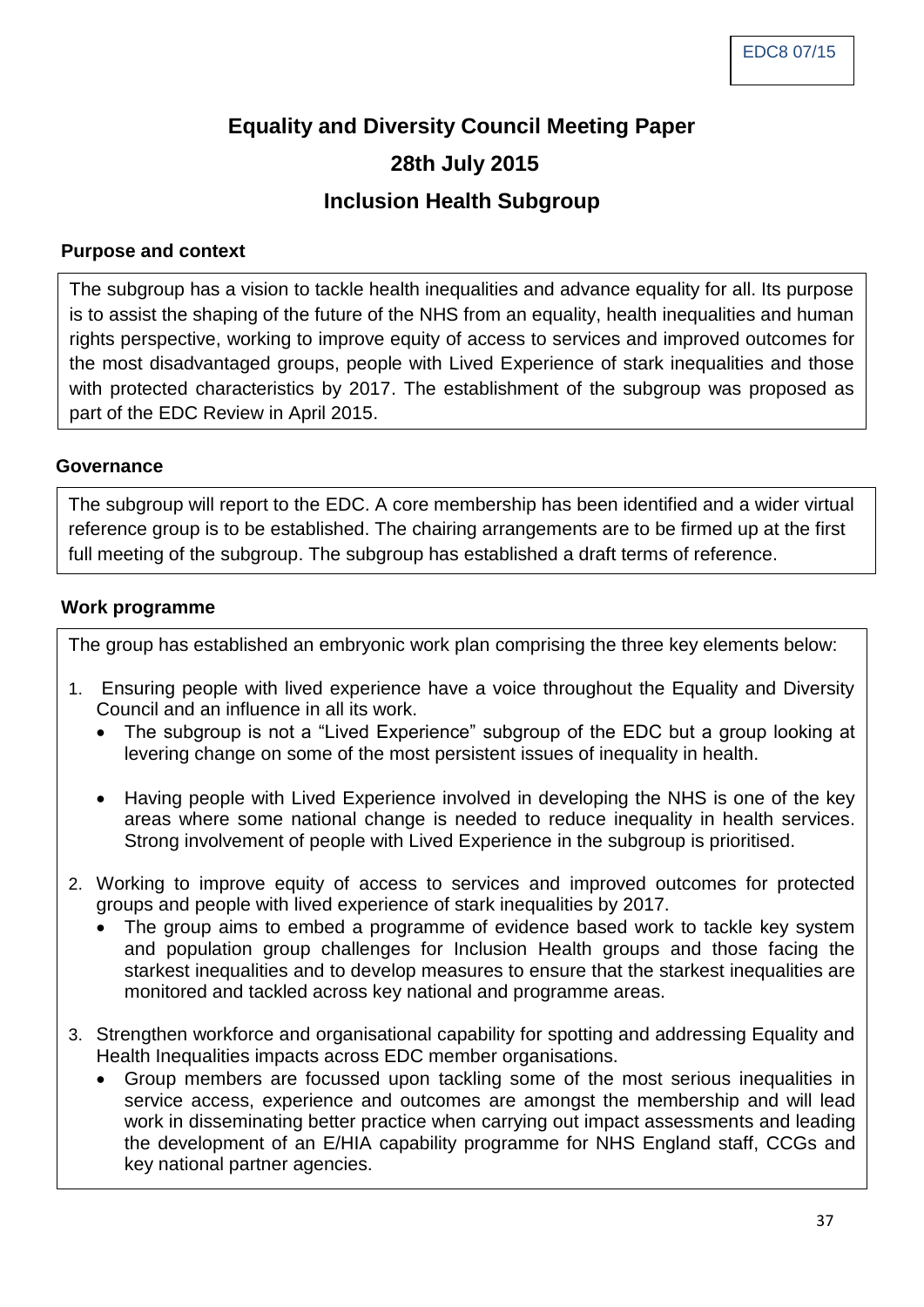EDC8 07/15

# Equality and Diversity Council Meeting Paper

## 28th July 2015

## Inclusion Health Subgroup

### Purpose and context

The subgroup has a vision to tackle health inequalities and advance equality for all. Its purpose is to assist the shaping of the future of the NHS from an equality, health inequalities and human rights perspective, working to improve equity of access to services and improved outcomes for the most disadvantaged groups, people with Lived Experience of stark inequalities and those with protected characteristics by 2017. The establishment of the subgroup was proposed as part of the EDC Review in April 2015.

### Governance

The subgroup will report to the EDC. A core membership has been identified and a wider virtual reference group is to be established. The chairing arrangements are to be firmed up at the first full meeting of the subgroup. The subgroup has established a draft terms of reference.

### Work programme

The group has established an embryonic work plan comprising the three key elements below:

1. Ensuring people with lived experience have a voice throughout the Equality and Diversity Council and an influence in all its work.
   - The subgroup is not a "Lived Experience" subgroup of the EDC but a group looking at levering change on some of the most persistent issues of inequality in health.
   - Having people with Lived Experience involved in developing the NHS is one of the key areas where some national change is needed to reduce inequality in health services. Strong involvement of people with Lived Experience in the subgroup is prioritised.
2. Working to improve equity of access to services and improved outcomes for protected groups and people with lived experience of stark inequalities by 2017.
   - The group aims to embed a programme of evidence based work to tackle key system and population group challenges for Inclusion Health groups and those facing the starkest inequalities and to develop measures to ensure that the starkest inequalities are monitored and tackled across key national and programme areas.
3. Strengthen workforce and organisational capability for spotting and addressing Equality and Health Inequalities impacts across EDC member organisations.
   - Group members are focussed upon tackling some of the most serious inequalities in service access, experience and outcomes are amongst the membership and will lead work in disseminating better practice when carrying out impact assessments and leading the development of an E/HIA capability programme for NHS England staff, CCGs and key national partner agencies.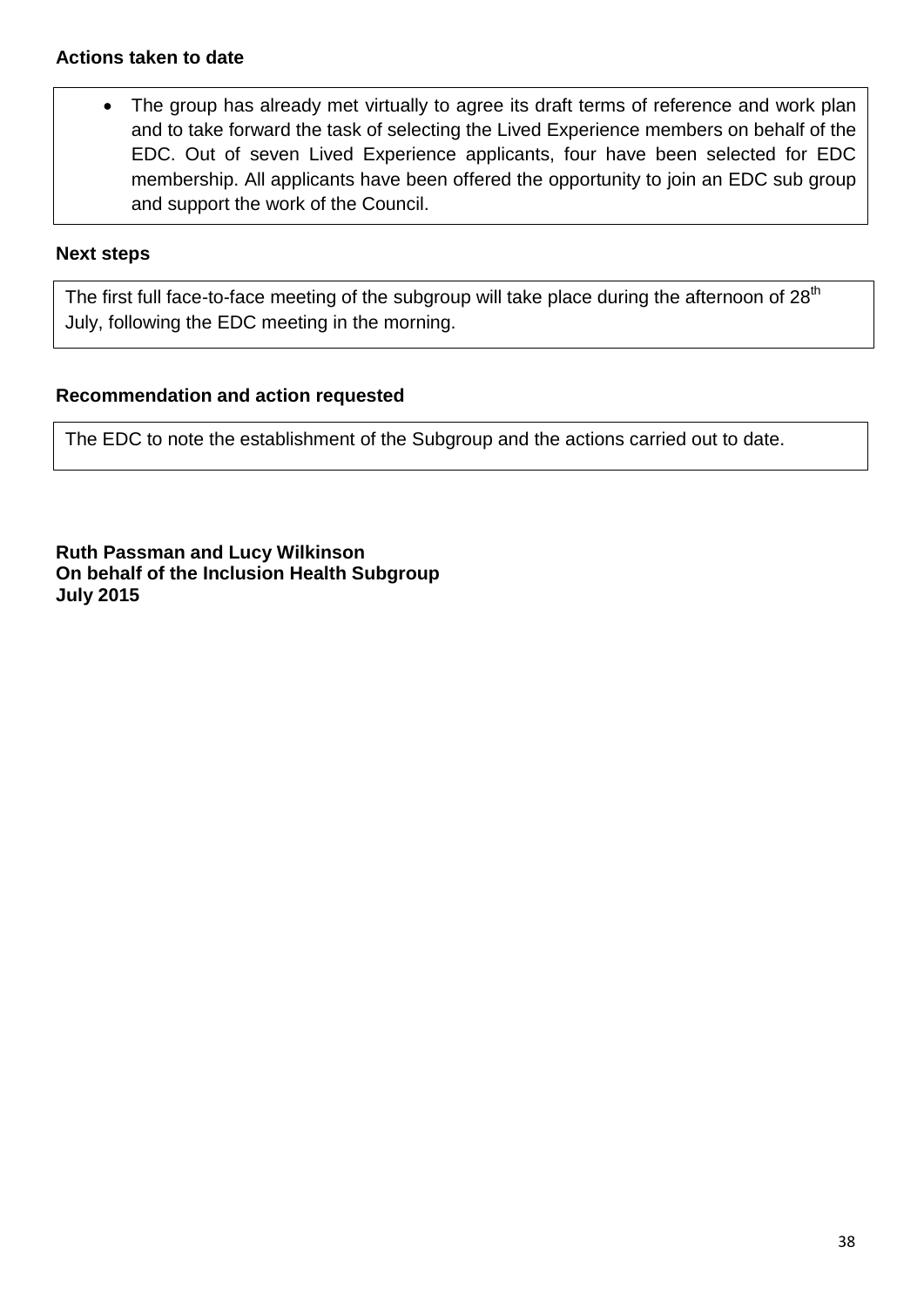**Actions taken to date**

- The group has already met virtually to agree its draft terms of reference and work plan and to take forward the task of selecting the Lived Experience members on behalf of the EDC. Out of seven Lived Experience applicants, four have been selected for EDC membership. All applicants have been offered the opportunity to join an EDC sub group and support the work of the Council.

**Next steps**

The first full face-to-face meeting of the subgroup will take place during the afternoon of 28th July, following the EDC meeting in the morning.

**Recommendation and action requested**

The EDC to note the establishment of the Subgroup and the actions carried out to date.

**Ruth Passman and Lucy Wilkinson**
**On behalf of the Inclusion Health Subgroup**
**July 2015**